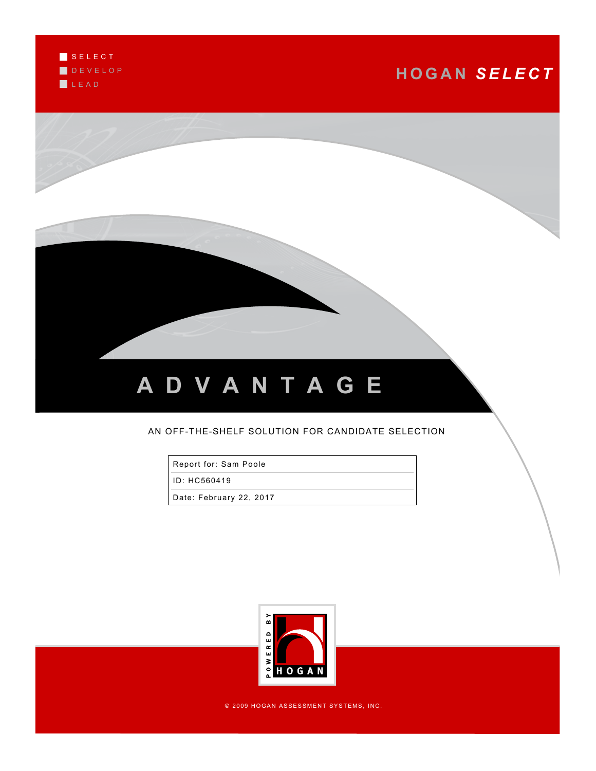SELECT
DEVELOP
LEAD

HOGAN ***SELECT***

# ADVANTAGE

AN OFF-THE-SHELF SOLUTION FOR CANDIDATE SELECTION

| Report for: Sam Poole |
|---|
| ID: HC560419 |
| Date: February 22, 2017 |

POWERED BY HOGAN

© 2009 HOGAN ASSESSMENT SYSTEMS, INC.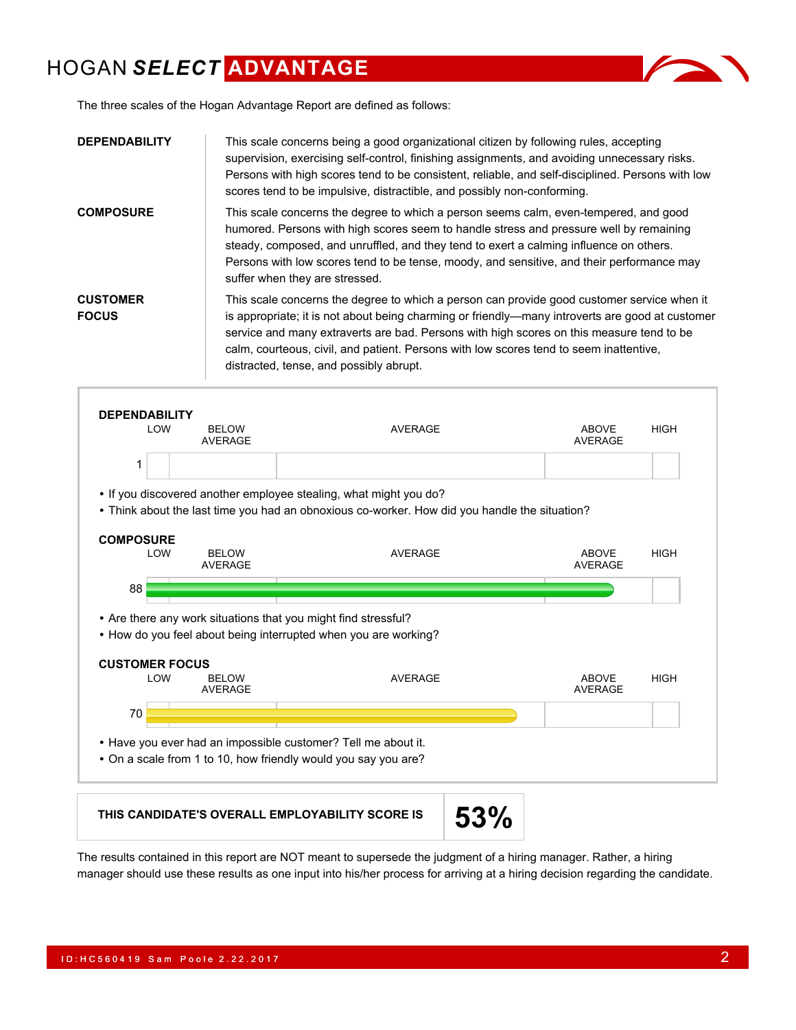# HOGAN *SELECT* ADVANTAGE

The three scales of the Hogan Advantage Report are defined as follows:

**DEPENDABILITY** — This scale concerns being a good organizational citizen by following rules, accepting supervision, exercising self-control, finishing assignments, and avoiding unnecessary risks. Persons with high scores tend to be consistent, reliable, and self-disciplined. Persons with low scores tend to be impulsive, distractible, and possibly non-conforming.

**COMPOSURE** — This scale concerns the degree to which a person seems calm, even-tempered, and good humored. Persons with high scores seem to handle stress and pressure well by remaining steady, composed, and unruffled, and they tend to exert a calming influence on others. Persons with low scores tend to be tense, moody, and sensitive, and their performance may suffer when they are stressed.

**CUSTOMER FOCUS** — This scale concerns the degree to which a person can provide good customer service when it is appropriate; it is not about being charming or friendly—many introverts are good at customer service and many extraverts are bad. Persons with high scores on this measure tend to be calm, courteous, civil, and patient. Persons with low scores tend to seem inattentive, distracted, tense, and possibly abrupt.

**DEPENDABILITY**

LOW | BELOW AVERAGE | AVERAGE | ABOVE AVERAGE | HIGH

1

- If you discovered another employee stealing, what might you do?
- Think about the last time you had an obnoxious co-worker. How did you handle the situation?

**COMPOSURE**

LOW | BELOW AVERAGE | AVERAGE | ABOVE AVERAGE | HIGH

88

- Are there any work situations that you might find stressful?
- How do you feel about being interrupted when you are working?

**CUSTOMER FOCUS**

LOW | BELOW AVERAGE | AVERAGE | ABOVE AVERAGE | HIGH

70

- Have you ever had an impossible customer? Tell me about it.
- On a scale from 1 to 10, how friendly would you say you are?

| | |
|---|---|
| **THIS CANDIDATE'S OVERALL EMPLOYABILITY SCORE IS** | **53%** |

The results contained in this report are NOT meant to supersede the judgment of a hiring manager. Rather, a hiring manager should use these results as one input into his/her process for arriving at a hiring decision regarding the candidate.

ID:HC560419 Sam Poole 2.22.2017